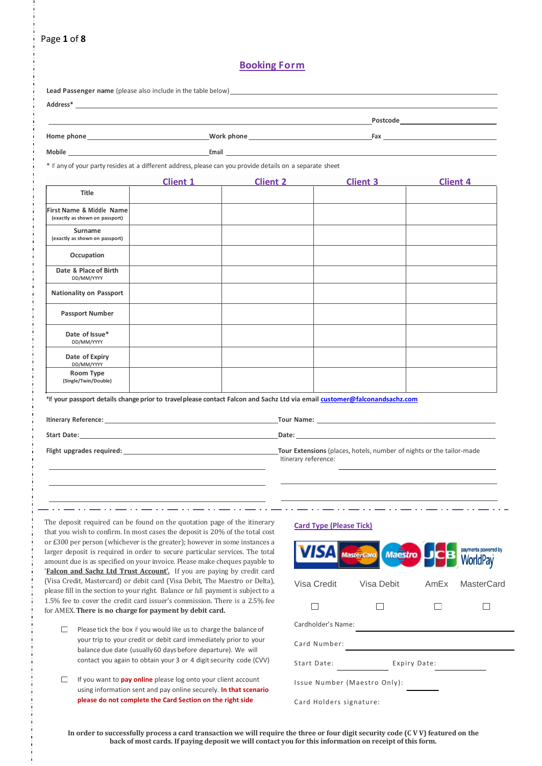## Booking Form

**Lead Passenger name** (please also include in the table below) ______________________________

**Address*** ______________________________

______________________________ **Postcode** ______________

**Home phone** ______________ **Work phone** ______________ **Fax** ______________

**Mobile** ______________ **Email** ______________

\* If any of your party resides at a different address, please can you provide details on a separate sheet

| | Client 1 | Client 2 | Client 3 | Client 4 |
|---|---|---|---|---|
| **Title** | | | | |
| **First Name & Middle Name** (exactly as shown on passport) | | | | |
| **Surname** (exactly as shown on passport) | | | | |
| **Occupation** | | | | |
| **Date & Place of Birth** DD/MM/YYYY | | | | |
| **Nationality on Passport** | | | | |
| **Passport Number** | | | | |
| **Date of Issue*** DD/MM/YYYY | | | | |
| **Date of Expiry** DD/MM/YYYY | | | | |
| **Room Type** (Single/Twin/Double) | | | | |

**\*If your passport details change prior to travel please contact Falcon and Sachz Ltd via email customer@falconandsachz.com**

**Itinerary Reference:** ______________ **Tour Name:** ______________

**Start Date:** ______________ **Date:** ______________

**Flight upgrades required:** ______________

**Tour Extensions** (places, hotels, number of nights or the tailor-made Itinerary reference: ______________

---

The deposit required can be found on the quotation page of the itinerary that you wish to confirm. In most cases the deposit is 20% of the total cost or £300 per person (whichever is the greater); however in some instances a larger deposit is required in order to secure particular services. The total amount due is as specified on your invoice. Please make cheques payable to '**Falcon and Sachz Ltd Trust Account'.** If you are paying by credit card (Visa Credit, Mastercard) or debit card (Visa Debit, The Maestro or Delta), please fill in the section to your right. Balance or full payment is subject to a 1.5% fee to cover the credit card issuer's commission. There is a 2.5% fee for AMEX. **There is no charge for payment by debit card.**

☐ Please tick the box if you would like us to charge the balance of your trip to your credit or debit card immediately prior to your balance due date (usually 60 days before departure). We will contact you again to obtain your 3 or 4 digit security code (CVV)

☐ If you want to **pay online** please log onto your client account using information sent and pay online securely. **In that scenario please do not complete the Card Section on the right side**

**Card Type (Please Tick)**

| Visa Credit | Visa Debit | AmEx | MasterCard |
|---|---|---|---|
| ☐ | ☐ | ☐ | ☐ |

Cardholder's Name: ______________

Card Number: ______________

Start Date: __________ Expiry Date: __________

Issue Number (Maestro Only): ______

Card Holders signature:

**In order to successfully process a card transaction we will require the three or four digit security code (C V V) featured on the back of most cards. If paying deposit we will contact you for this information on receipt of this form.**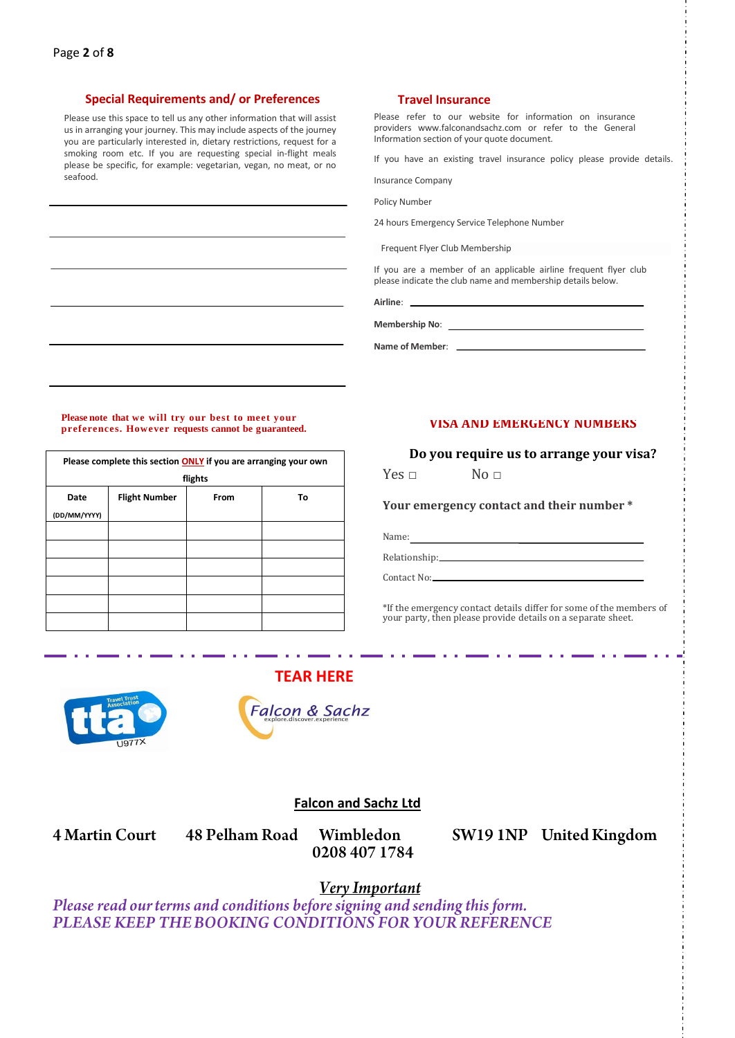## Special Requirements and/ or Preferences

Please use this space to tell us any other information that will assist us in arranging your journey. This may include aspects of the journey you are particularly interested in, dietary restrictions, request for a smoking room etc. If you are requesting special in-flight meals please be specific, for example: vegetarian, vegan, no meat, or no seafood.

______________________________

______________________________

______________________________

______________________________

______________________________

______________________________

**Please note that we will try our best to meet your preferences. However requests cannot be guaranteed.**

| Please complete this section ONLY if you are arranging your own flights | | | |
|---|---|---|---|
| **Date** (DD/MM/YYYY) | **Flight Number** | **From** | **To** |
| | | | |
| | | | |
| | | | |
| | | | |
| | | | |
| | | | |

## Travel Insurance

Please refer to our website for information on insurance providers www.falconandsachz.com or refer to the General Information section of your quote document.

If you have an existing travel insurance policy please provide details.

Insurance Company

Policy Number

24 hours Emergency Service Telephone Number

Frequent Flyer Club Membership

If you are a member of an applicable airline frequent flyer club please indicate the club name and membership details below.

**Airline**: ______________________________

**Membership No**: ______________________________

**Name of Member**: ______________________________

## VISA AND EMERGENCY NUMBERS

**Do you require us to arrange your visa?**

Yes □ No □

**Your emergency contact and their number \***

Name: ______________________________

Relationship: ______________________________

Contact No: ______________________________

*If the emergency contact details differ for some of the members of your party, then please provide details on a separate sheet.

**TEAR HERE**

tta Travel Trust Association U977X

Falcon & Sachz explore.discover.experience

**Falcon and Sachz Ltd**

**4 Martin Court 48 Pelham Road Wimbledon SW19 1NP United Kingdom**
**0208 407 1784**

***Very Important***

*Please read our terms and conditions before signing and sending this form.*
*PLEASE KEEP THE BOOKING CONDITIONS FOR YOUR REFERENCE*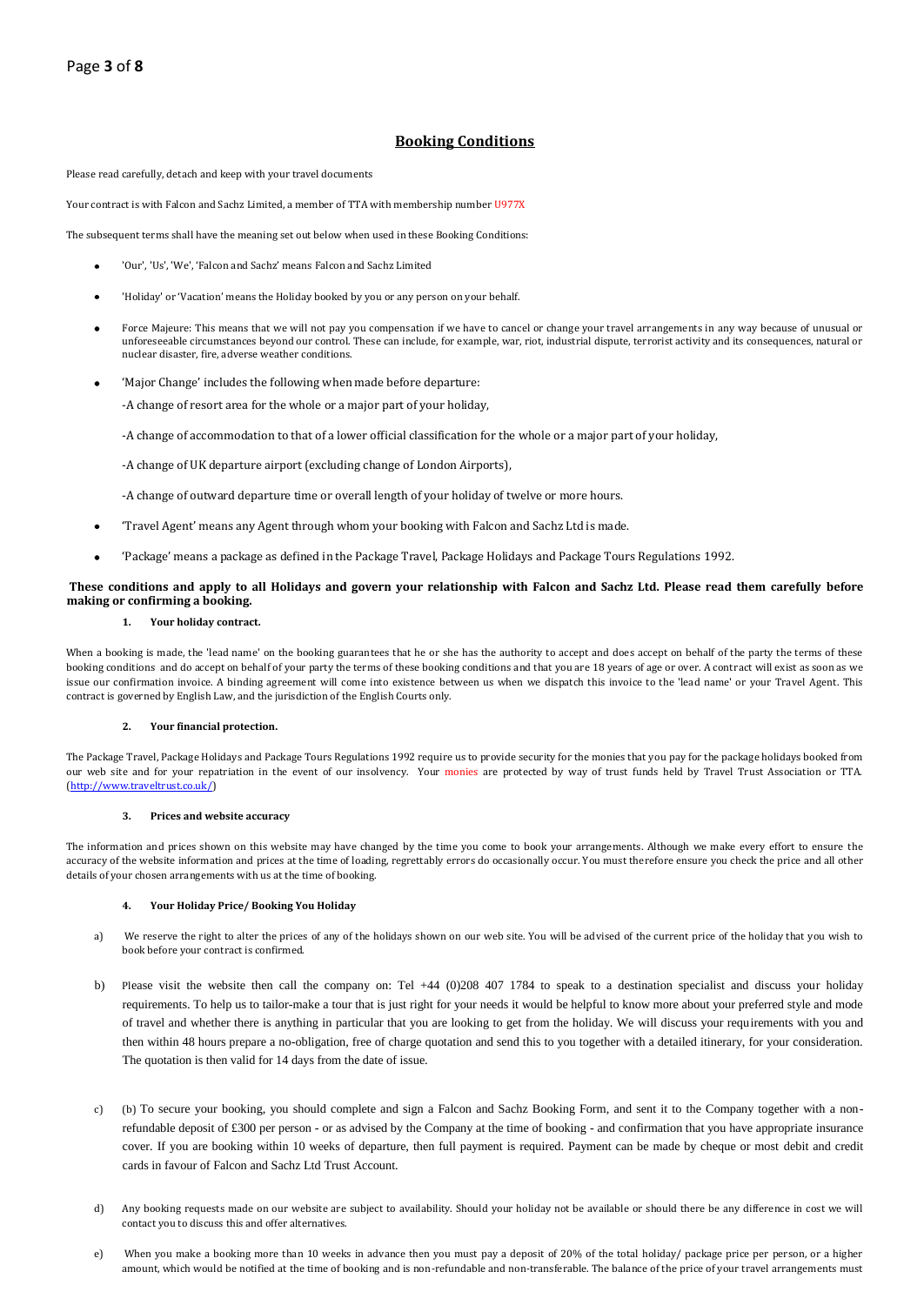## Booking Conditions

Please read carefully, detach and keep with your travel documents

Your contract is with Falcon and Sachz Limited, a member of TTA with membership number U977X

The subsequent terms shall have the meaning set out below when used in these Booking Conditions:

- 'Our', 'Us', 'We', 'Falcon and Sachz' means Falcon and Sachz Limited
- 'Holiday' or 'Vacation' means the Holiday booked by you or any person on your behalf.
- Force Majeure: This means that we will not pay you compensation if we have to cancel or change your travel arrangements in any way because of unusual or unforeseeable circumstances beyond our control. These can include, for example, war, riot, industrial dispute, terrorist activity and its consequences, natural or nuclear disaster, fire, adverse weather conditions.
- 'Major Change' includes the following when made before departure:

  -A change of resort area for the whole or a major part of your holiday,

  -A change of accommodation to that of a lower official classification for the whole or a major part of your holiday,

  -A change of UK departure airport (excluding change of London Airports),

  -A change of outward departure time or overall length of your holiday of twelve or more hours.
- 'Travel Agent' means any Agent through whom your booking with Falcon and Sachz Ltd is made.
- 'Package' means a package as defined in the Package Travel, Package Holidays and Package Tours Regulations 1992.

**These conditions and apply to all Holidays and govern your relationship with Falcon and Sachz Ltd. Please read them carefully before making or confirming a booking.**

**1. Your holiday contract.**

When a booking is made, the 'lead name' on the booking guarantees that he or she has the authority to accept and does accept on behalf of the party the terms of these booking conditions and do accept on behalf of your party the terms of these booking conditions and that you are 18 years of age or over. A contract will exist as soon as we issue our confirmation invoice. A binding agreement will come into existence between us when we dispatch this invoice to the 'lead name' or your Travel Agent. This contract is governed by English Law, and the jurisdiction of the English Courts only.

**2. Your financial protection.**

The Package Travel, Package Holidays and Package Tours Regulations 1992 require us to provide security for the monies that you pay for the package holidays booked from our web site and for your repatriation in the event of our insolvency. Your monies are protected by way of trust funds held by Travel Trust Association or TTA. (http://www.traveltrust.co.uk/)

**3. Prices and website accuracy**

The information and prices shown on this website may have changed by the time you come to book your arrangements. Although we make every effort to ensure the accuracy of the website information and prices at the time of loading, regrettably errors do occasionally occur. You must therefore ensure you check the price and all other details of your chosen arrangements with us at the time of booking.

**4. Your Holiday Price/ Booking You Holiday**

a) We reserve the right to alter the prices of any of the holidays shown on our web site. You will be advised of the current price of the holiday that you wish to book before your contract is confirmed.

b) Please visit the website then call the company on: Tel +44 (0)208 407 1784 to speak to a destination specialist and discuss your holiday requirements. To help us to tailor-make a tour that is just right for your needs it would be helpful to know more about your preferred style and mode of travel and whether there is anything in particular that you are looking to get from the holiday. We will discuss your requirements with you and then within 48 hours prepare a no-obligation, free of charge quotation and send this to you together with a detailed itinerary, for your consideration. The quotation is then valid for 14 days from the date of issue.

c) (b) To secure your booking, you should complete and sign a Falcon and Sachz Booking Form, and sent it to the Company together with a non-refundable deposit of £300 per person - or as advised by the Company at the time of booking - and confirmation that you have appropriate insurance cover. If you are booking within 10 weeks of departure, then full payment is required. Payment can be made by cheque or most debit and credit cards in favour of Falcon and Sachz Ltd Trust Account.

d) Any booking requests made on our website are subject to availability. Should your holiday not be available or should there be any difference in cost we will contact you to discuss this and offer alternatives.

e) When you make a booking more than 10 weeks in advance then you must pay a deposit of 20% of the total holiday/ package price per person, or a higher amount, which would be notified at the time of booking and is non-refundable and non-transferable. The balance of the price of your travel arrangements must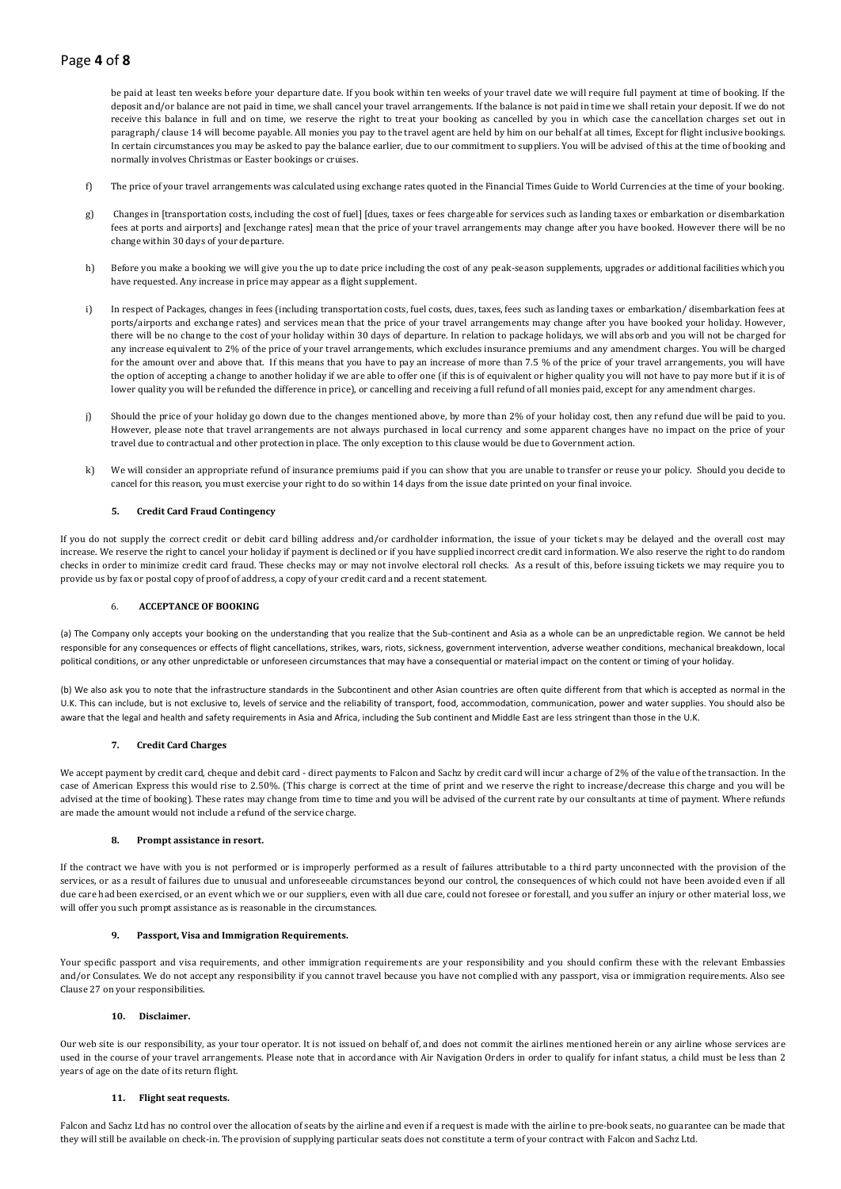be paid at least ten weeks before your departure date. If you book within ten weeks of your travel date we will require full payment at time of booking. If the deposit and/or balance are not paid in time, we shall cancel your travel arrangements. If the balance is not paid in time we shall retain your deposit. If we do not receive this balance in full and on time, we reserve the right to treat your booking as cancelled by you in which case the cancellation charges set out in paragraph/ clause 14 will become payable. All monies you pay to the travel agent are held by him on our behalf at all times, Except for flight inclusive bookings. In certain circumstances you may be asked to pay the balance earlier, due to our commitment to suppliers. You will be advised of this at the time of booking and normally involves Christmas or Easter bookings or cruises.

f) The price of your travel arrangements was calculated using exchange rates quoted in the Financial Times Guide to World Currencies at the time of your booking.

g) Changes in [transportation costs, including the cost of fuel] [dues, taxes or fees chargeable for services such as landing taxes or embarkation or disembarkation fees at ports and airports] and [exchange rates] mean that the price of your travel arrangements may change after you have booked. However there will be no change within 30 days of your departure.

h) Before you make a booking we will give you the up to date price including the cost of any peak-season supplements, upgrades or additional facilities which you have requested. Any increase in price may appear as a flight supplement.

i) In respect of Packages, changes in fees (including transportation costs, fuel costs, dues, taxes, fees such as landing taxes or embarkation/ disembarkation fees at ports/airports and exchange rates) and services mean that the price of your travel arrangements may change after you have booked your holiday. However, there will be no change to the cost of your holiday within 30 days of departure. In relation to package holidays, we will absorb and you will not be charged for any increase equivalent to 2% of the price of your travel arrangements, which excludes insurance premiums and any amendment charges. You will be charged for the amount over and above that. If this means that you have to pay an increase of more than 7.5 % of the price of your travel arrangements, you will have the option of accepting a change to another holiday if we are able to offer one (if this is of equivalent or higher quality you will not have to pay more but if it is of lower quality you will be refunded the difference in price), or cancelling and receiving a full refund of all monies paid, except for any amendment charges.

j) Should the price of your holiday go down due to the changes mentioned above, by more than 2% of your holiday cost, then any refund due will be paid to you. However, please note that travel arrangements are not always purchased in local currency and some apparent changes have no impact on the price of your travel due to contractual and other protection in place. The only exception to this clause would be due to Government action.

k) We will consider an appropriate refund of insurance premiums paid if you can show that you are unable to transfer or reuse your policy. Should you decide to cancel for this reason, you must exercise your right to do so within 14 days from the issue date printed on your final invoice.

#### 5. Credit Card Fraud Contingency

If you do not supply the correct credit or debit card billing address and/or cardholder information, the issue of your tickets may be delayed and the overall cost may increase. We reserve the right to cancel your holiday if payment is declined or if you have supplied incorrect credit card information. We also reserve the right to do random checks in order to minimize credit card fraud. These checks may or may not involve electoral roll checks. As a result of this, before issuing tickets we may require you to provide us by fax or postal copy of proof of address, a copy of your credit card and a recent statement.

#### 6. ACCEPTANCE OF BOOKING

(a) The Company only accepts your booking on the understanding that you realize that the Sub-continent and Asia as a whole can be an unpredictable region. We cannot be held responsible for any consequences or effects of flight cancellations, strikes, wars, riots, sickness, government intervention, adverse weather conditions, mechanical breakdown, local political conditions, or any other unpredictable or unforeseen circumstances that may have a consequential or material impact on the content or timing of your holiday.

(b) We also ask you to note that the infrastructure standards in the Subcontinent and other Asian countries are often quite different from that which is accepted as normal in the U.K. This can include, but is not exclusive to, levels of service and the reliability of transport, food, accommodation, communication, power and water supplies. You should also be aware that the legal and health and safety requirements in Asia and Africa, including the Sub continent and Middle East are less stringent than those in the U.K.

#### 7. Credit Card Charges

We accept payment by credit card, cheque and debit card - direct payments to Falcon and Sachz by credit card will incur a charge of 2% of the value of the transaction. In the case of American Express this would rise to 2.50%. (This charge is correct at the time of print and we reserve the right to increase/decrease this charge and you will be advised at the time of booking). These rates may change from time to time and you will be advised of the current rate by our consultants at time of payment. Where refunds are made the amount would not include a refund of the service charge.

#### 8. Prompt assistance in resort.

If the contract we have with you is not performed or is improperly performed as a result of failures attributable to a third party unconnected with the provision of the services, or as a result of failures due to unusual and unforeseeable circumstances beyond our control, the consequences of which could not have been avoided even if all due care had been exercised, or an event which we or our suppliers, even with all due care, could not foresee or forestall, and you suffer an injury or other material loss, we will offer you such prompt assistance as is reasonable in the circumstances.

#### 9. Passport, Visa and Immigration Requirements.

Your specific passport and visa requirements, and other immigration requirements are your responsibility and you should confirm these with the relevant Embassies and/or Consulates. We do not accept any responsibility if you cannot travel because you have not complied with any passport, visa or immigration requirements. Also see Clause 27 on your responsibilities.

#### 10. Disclaimer.

Our web site is our responsibility, as your tour operator. It is not issued on behalf of, and does not commit the airlines mentioned herein or any airline whose services are used in the course of your travel arrangements. Please note that in accordance with Air Navigation Orders in order to qualify for infant status, a child must be less than 2 years of age on the date of its return flight.

#### 11. Flight seat requests.

Falcon and Sachz Ltd has no control over the allocation of seats by the airline and even if a request is made with the airline to pre-book seats, no guarantee can be made that they will still be available on check-in. The provision of supplying particular seats does not constitute a term of your contract with Falcon and Sachz Ltd.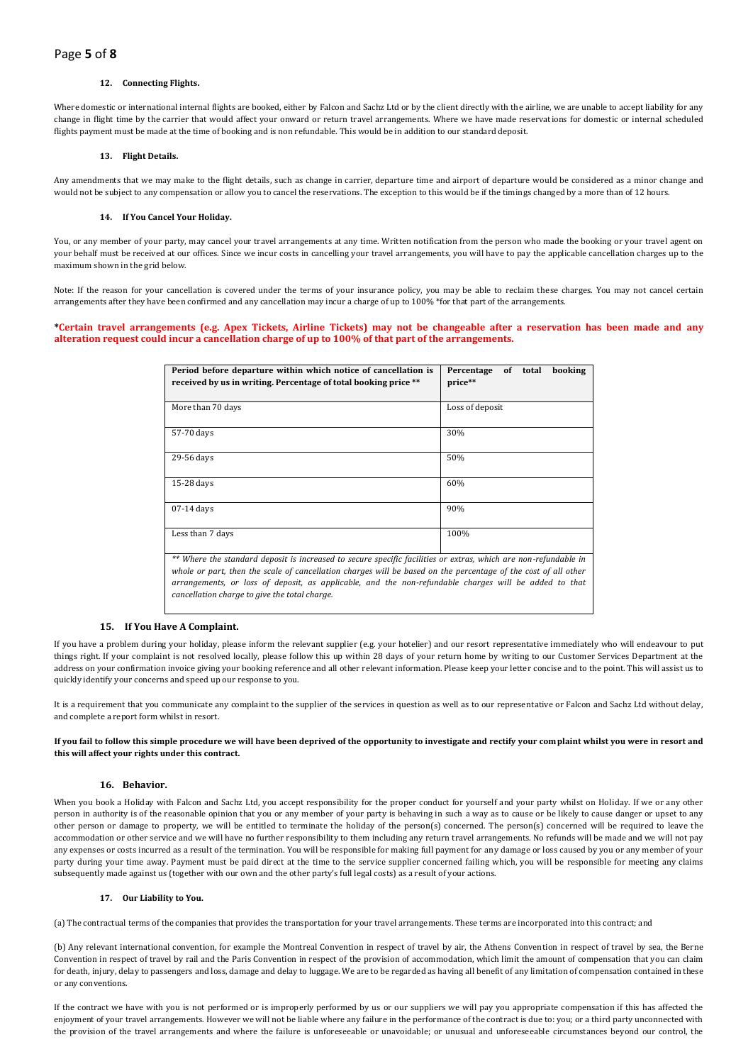### 12. Connecting Flights.

Where domestic or international internal flights are booked, either by Falcon and Sachz Ltd or by the client directly with the airline, we are unable to accept liability for any change in flight time by the carrier that would affect your onward or return travel arrangements. Where we have made reservations for domestic or internal scheduled flights payment must be made at the time of booking and is non refundable. This would be in addition to our standard deposit.

### 13. Flight Details.

Any amendments that we may make to the flight details, such as change in carrier, departure time and airport of departure would be considered as a minor change and would not be subject to any compensation or allow you to cancel the reservations. The exception to this would be if the timings changed by a more than of 12 hours.

### 14. If You Cancel Your Holiday.

You, or any member of your party, may cancel your travel arrangements at any time. Written notification from the person who made the booking or your travel agent on your behalf must be received at our offices. Since we incur costs in cancelling your travel arrangements, you will have to pay the applicable cancellation charges up to the maximum shown in the grid below.

Note: If the reason for your cancellation is covered under the terms of your insurance policy, you may be able to reclaim these charges. You may not cancel certain arrangements after they have been confirmed and any cancellation may incur a charge of up to 100% *for that part of the arrangements.

**\*Certain travel arrangements (e.g. Apex Tickets, Airline Tickets) may not be changeable after a reservation has been made and any alteration request could incur a cancellation charge of up to 100% of that part of the arrangements.**

| Period before departure within which notice of cancellation is received by us in writing. Percentage of total booking price ** | Percentage of total booking price** |
|---|---|
| More than 70 days | Loss of deposit |
| 57-70 days | 30% |
| 29-56 days | 50% |
| 15-28 days | 60% |
| 07-14 days | 90% |
| Less than 7 days | 100% |

*** Where the standard deposit is increased to secure specific facilities or extras, which are non-refundable in whole or part, then the scale of cancellation charges will be based on the percentage of the cost of all other arrangements, or loss of deposit, as applicable, and the non-refundable charges will be added to that cancellation charge to give the total charge.*

### 15. If You Have A Complaint.

If you have a problem during your holiday, please inform the relevant supplier (e.g. your hotelier) and our resort representative immediately who will endeavour to put things right. If your complaint is not resolved locally, please follow this up within 28 days of your return home by writing to our Customer Services Department at the address on your confirmation invoice giving your booking reference and all other relevant information. Please keep your letter concise and to the point. This will assist us to quickly identify your concerns and speed up our response to you.

It is a requirement that you communicate any complaint to the supplier of the services in question as well as to our representative or Falcon and Sachz Ltd without delay, and complete a report form whilst in resort.

**If you fail to follow this simple procedure we will have been deprived of the opportunity to investigate and rectify your complaint whilst you were in resort and this will affect your rights under this contract.**

### 16. Behavior.

When you book a Holiday with Falcon and Sachz Ltd, you accept responsibility for the proper conduct for yourself and your party whilst on Holiday. If we or any other person in authority is of the reasonable opinion that you or any member of your party is behaving in such a way as to cause or be likely to cause danger or upset to any other person or damage to property, we will be entitled to terminate the holiday of the person(s) concerned. The person(s) concerned will be required to leave the accommodation or other service and we will have no further responsibility to them including any return travel arrangements. No refunds will be made and we will not pay any expenses or costs incurred as a result of the termination. You will be responsible for making full payment for any damage or loss caused by you or any member of your party during your time away. Payment must be paid direct at the time to the service supplier concerned failing which, you will be responsible for meeting any claims subsequently made against us (together with our own and the other party's full legal costs) as a result of your actions.

### 17. Our Liability to You.

(a) The contractual terms of the companies that provides the transportation for your travel arrangements. These terms are incorporated into this contract; and

(b) Any relevant international convention, for example the Montreal Convention in respect of travel by air, the Athens Convention in respect of travel by sea, the Berne Convention in respect of travel by rail and the Paris Convention in respect of the provision of accommodation, which limit the amount of compensation that you can claim for death, injury, delay to passengers and loss, damage and delay to luggage. We are to be regarded as having all benefit of any limitation of compensation contained in these or any conventions.

If the contract we have with you is not performed or is improperly performed by us or our suppliers we will pay you appropriate compensation if this has affected the enjoyment of your travel arrangements. However we will not be liable where any failure in the performance of the contract is due to: you; or a third party unconnected with the provision of the travel arrangements and where the failure is unforeseeable or unavoidable; or unusual and unforeseeable circumstances beyond our control, the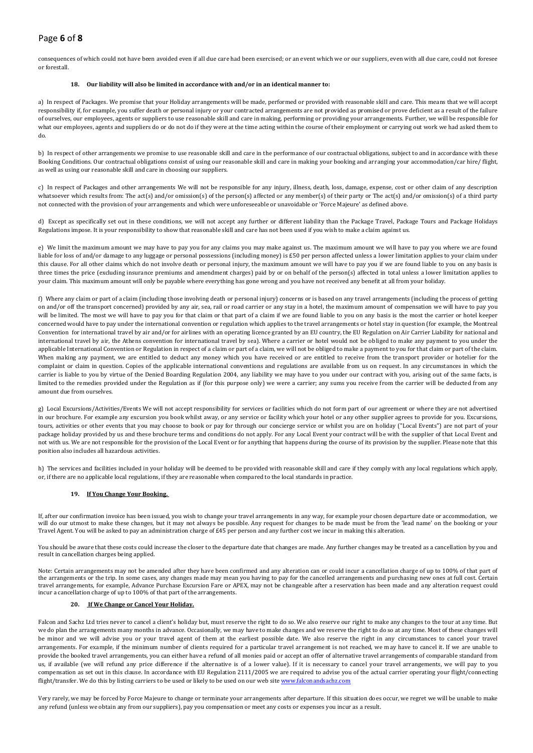consequences of which could not have been avoided even if all due care had been exercised; or an event which we or our suppliers, even with all due care, could not foresee or forestall.

#### 18. Our liability will also be limited in accordance with and/or in an identical manner to:

a) In respect of Packages. We promise that your Holiday arrangements will be made, performed or provided with reasonable skill and care. This means that we will accept responsibility if, for example, you suffer death or personal injury or your contracted arrangements are not provided as promised or prove deficient as a result of the failure of ourselves, our employees, agents or suppliers to use reasonable skill and care in making, performing or providing your arrangements. Further, we will be responsible for what our employees, agents and suppliers do or do not do if they were at the time acting within the course of their employment or carrying out work we had asked them to do.

b) In respect of other arrangements we promise to use reasonable skill and care in the performance of our contractual obligations, subject to and in accordance with these Booking Conditions. Our contractual obligations consist of using our reasonable skill and care in making your booking and arranging your accommodation/car hire/ flight, as well as using our reasonable skill and care in choosing our suppliers.

c) In respect of Packages and other arrangements We will not be responsible for any injury, illness, death, loss, damage, expense, cost or other claim of any description whatsoever which results from: The act(s) and/or omission(s) of the person(s) affected or any member(s) of their party or The act(s) and/or omission(s) of a third party not connected with the provision of your arrangements and which were unforeseeable or unavoidable or 'Force Majeure' as defined above.

d) Except as specifically set out in these conditions, we will not accept any further or different liability than the Package Travel, Package Tours and Package Holidays Regulations impose. It is your responsibility to show that reasonable skill and care has not been used if you wish to make a claim against us.

e) We limit the maximum amount we may have to pay you for any claims you may make against us. The maximum amount we will have to pay you where we are found liable for loss of and/or damage to any luggage or personal possessions (including money) is £50 per person affected unless a lower limitation applies to your claim under this clause. For all other claims which do not involve death or personal injury, the maximum amount we will have to pay you if we are found liable to you on any basis is three times the price (excluding insurance premiums and amendment charges) paid by or on behalf of the person(s) affected in total unless a lower limitation applies to your claim. This maximum amount will only be payable where everything has gone wrong and you have not received any benefit at all from your holiday.

f) Where any claim or part of a claim (including those involving death or personal injury) concerns or is based on any travel arrangements (including the process of getting on and/or off the transport concerned) provided by any air, sea, rail or road carrier or any stay in a hotel, the maximum amount of compensation we will have to pay you will be limited. The most we will have to pay you for that claim or that part of a claim if we are found liable to you on any basis is the most the carrier or hotel keeper concerned would have to pay under the international convention or regulation which applies to the travel arrangements or hotel stay in question (for example, the Montreal Convention for international travel by air and/or for airlines with an operating licence granted by an EU country, the EU Regulation on Air Carrier Liability for national and international travel by air, the Athens convention for international travel by sea). Where a carrier or hotel would not be obliged to make any payment to you under the applicable International Convention or Regulation in respect of a claim or part of a claim, we will not be obliged to make a payment to you for that claim or part of the claim. When making any payment, we are entitled to deduct any money which you have received or are entitled to receive from the transport provider or hotelier for the complaint or claim in question. Copies of the applicable international conventions and regulations are available from us on request. In any circumstances in which the carrier is liable to you by virtue of the Denied Boarding Regulation 2004, any liability we may have to you under our contract with you, arising out of the same facts, is limited to the remedies provided under the Regulation as if (for this purpose only) we were a carrier; any sums you receive from the carrier will be deducted from any amount due from ourselves.

g) Local Excursions/Activities/Events We will not accept responsibility for services or facilities which do not form part of our agreement or where they are not advertised in our brochure. For example any excursion you book whilst away, or any service or facility which your hotel or any other supplier agrees to provide for you. Excursions, tours, activities or other events that you may choose to book or pay for through our concierge service or whilst you are on holiday ("Local Events") are not part of your package holiday provided by us and these brochure terms and conditions do not apply. For any Local Event your contract will be with the supplier of that Local Event and not with us. We are not responsible for the provision of the Local Event or for anything that happens during the course of its provision by the supplier. Please note that this position also includes all hazardous activities.

h) The services and facilities included in your holiday will be deemed to be provided with reasonable skill and care if they comply with any local regulations which apply, or, if there are no applicable local regulations, if they are reasonable when compared to the local standards in practice.

#### 19. If You Change Your Booking.

If, after our confirmation invoice has been issued, you wish to change your travel arrangements in any way, for example your chosen departure date or accommodation, we will do our utmost to make these changes, but it may not always be possible. Any request for changes to be made must be from the 'lead name' on the booking or your Travel Agent. You will be asked to pay an administration charge of £45 per person and any further cost we incur in making this alteration.

You should be aware that these costs could increase the closer to the departure date that changes are made. Any further changes may be treated as a cancellation by you and result in cancellation charges being applied.

Note: Certain arrangements may not be amended after they have been confirmed and any alteration can or could incur a cancellation charge of up to 100% of that part of the arrangements or the trip. In some cases, any changes made may mean you having to pay for the cancelled arrangements and purchasing new ones at full cost. Certain travel arrangements, for example, Advance Purchase Excursion Fare or APEX, may not be changeable after a reservation has been made and any alteration request could incur a cancellation charge of up to 100% of that part of the arrangements.

#### 20. If We Change or Cancel Your Holiday.

Falcon and Sachz Ltd tries never to cancel a client's holiday but, must reserve the right to do so. We also reserve our right to make any changes to the tour at any time. But we do plan the arrangements many months in advance. Occasionally, we may have to make changes and we reserve the right to do so at any time. Most of these changes will be minor and we will advise you or your travel agent of them at the earliest possible date. We also reserve the right in any circumstances to cancel your travel arrangements. For example, if the minimum number of clients required for a particular travel arrangement is not reached, we may have to cancel it. If we are unable to provide the booked travel arrangements, you can either have a refund of all monies paid or accept an offer of alternative travel arrangements of comparable standard from us, if available (we will refund any price difference if the alternative is of a lower value). If it is necessary to cancel your travel arrangements, we will pay to you compensation as set out in this clause. In accordance with EU Regulation 2111/2005 we are required to advise you of the actual carrier operating your flight/connecting flight/transfer. We do this by listing carriers to be used or likely to be used on our web site www.falconandsachz.com

Very rarely, we may be forced by Force Majeure to change or terminate your arrangements after departure. If this situation does occur, we regret we will be unable to make any refund (unless we obtain any from our suppliers), pay you compensation or meet any costs or expenses you incur as a result.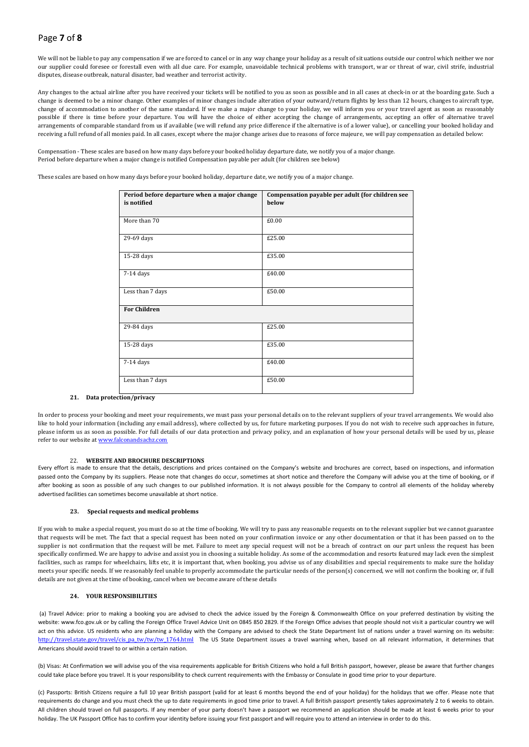We will not be liable to pay any compensation if we are forced to cancel or in any way change your holiday as a result of situations outside our control which neither we nor our supplier could foresee or forestall even with all due care. For example, unavoidable technical problems with transport, war or threat of war, civil strife, industrial disputes, disease outbreak, natural disaster, bad weather and terrorist activity.

Any changes to the actual airline after you have received your tickets will be notified to you as soon as possible and in all cases at check-in or at the boarding gate. Such a change is deemed to be a minor change. Other examples of minor changes include alteration of your outward/return flights by less than 12 hours, changes to aircraft type, change of accommodation to another of the same standard. If we make a major change to your holiday, we will inform you or your travel agent as soon as reasonably possible if there is time before your departure. You will have the choice of either accepting the change of arrangements, accepting an offer of alternative travel arrangements of comparable standard from us if available (we will refund any price difference if the alternative is of a lower value), or cancelling your booked holiday and receiving a full refund of all monies paid. In all cases, except where the major change arises due to reasons of force majeure, we will pay compensation as detailed below:

Compensation - These scales are based on how many days before your booked holiday departure date, we notify you of a major change.
Period before departure when a major change is notified Compensation payable per adult (for children see below)

These scales are based on how many days before your booked holiday, departure date, we notify you of a major change.

| Period before departure when a major change is notified | Compensation payable per adult (for children see below |
|---|---|
| More than 70 | £0.00 |
| 29-69 days | £25.00 |
| 15-28 days | £35.00 |
| 7-14 days | £40.00 |
| Less than 7 days | £50.00 |
| **For Children** | |
| 29-84 days | £25.00 |
| 15-28 days | £35.00 |
| 7-14 days | £40.00 |
| Less than 7 days | £50.00 |

**21. Data protection/privacy**

In order to process your booking and meet your requirements, we must pass your personal details on to the relevant suppliers of your travel arrangements. We would also like to hold your information (including any email address), where collected by us, for future marketing purposes. If you do not wish to receive such approaches in future, please inform us as soon as possible. For full details of our data protection and privacy policy, and an explanation of how your personal details will be used by us, please refer to our website at www.falconandsachz.com

22. **WEBSITE AND BROCHURE DESCRIPTIONS**

Every effort is made to ensure that the details, descriptions and prices contained on the Company's website and brochures are correct, based on inspections, and information passed onto the Company by its suppliers. Please note that changes do occur, sometimes at short notice and therefore the Company will advise you at the time of booking, or if after booking as soon as possible of any such changes to our published information. It is not always possible for the Company to control all elements of the holiday whereby advertised facilities can sometimes become unavailable at short notice.

**23. Special requests and medical problems**

If you wish to make a special request, you must do so at the time of booking. We will try to pass any reasonable requests on to the relevant supplier but we cannot guarantee that requests will be met. The fact that a special request has been noted on your confirmation invoice or any other documentation or that it has been passed on to the supplier is not confirmation that the request will be met. Failure to meet any special request will not be a breach of contract on our part unless the request has been specifically confirmed. We are happy to advise and assist you in choosing a suitable holiday. As some of the accommodation and resorts featured may lack even the simplest facilities, such as ramps for wheelchairs, lifts etc, it is important that, when booking, you advise us of any disabilities and special requirements to make sure the holiday meets your specific needs. If we reasonably feel unable to properly accommodate the particular needs of the person(s) concerned, we will not confirm the booking or, if full details are not given at the time of booking, cancel when we become aware of these details

**24. YOUR RESPONSIBILITIES**

(a) Travel Advice: prior to making a booking you are advised to check the advice issued by the Foreign & Commonwealth Office on your preferred destination by visiting the website: www.fco.gov.uk or by calling the Foreign Office Travel Advice Unit on 0845 850 2829. If the Foreign Office advises that people should not visit a particular country we will act on this advice. US residents who are planning a holiday with the Company are advised to check the State Department list of nations under a travel warning on its website: http://travel.state.gov/travel/cis_pa_tw/tw/tw_1764.html The US State Department issues a travel warning when, based on all relevant information, it determines that Americans should avoid travel to or within a certain nation.

(b) Visas: At Confirmation we will advise you of the visa requirements applicable for British Citizens who hold a full British passport, however, please be aware that further changes could take place before you travel. It is your responsibility to check current requirements with the Embassy or Consulate in good time prior to your departure.

(c) Passports: British Citizens require a full 10 year British passport (valid for at least 6 months beyond the end of your holiday) for the holidays that we offer. Please note that requirements do change and you must check the up to date requirements in good time prior to travel. A full British passport presently takes approximately 2 to 6 weeks to obtain. All children should travel on full passports. If any member of your party doesn't have a passport we recommend an application should be made at least 6 weeks prior to your holiday. The UK Passport Office has to confirm your identity before issuing your first passport and will require you to attend an interview in order to do this.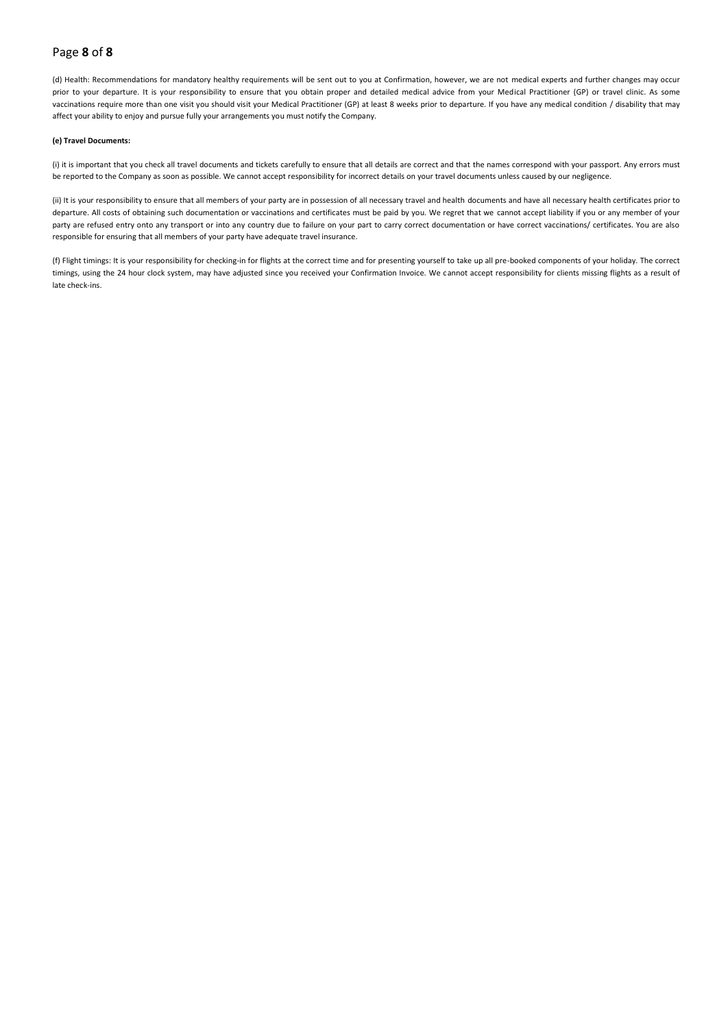(d) Health: Recommendations for mandatory healthy requirements will be sent out to you at Confirmation, however, we are not medical experts and further changes may occur prior to your departure. It is your responsibility to ensure that you obtain proper and detailed medical advice from your Medical Practitioner (GP) or travel clinic. As some vaccinations require more than one visit you should visit your Medical Practitioner (GP) at least 8 weeks prior to departure. If you have any medical condition / disability that may affect your ability to enjoy and pursue fully your arrangements you must notify the Company.

**(e) Travel Documents:**

(i) it is important that you check all travel documents and tickets carefully to ensure that all details are correct and that the names correspond with your passport. Any errors must be reported to the Company as soon as possible. We cannot accept responsibility for incorrect details on your travel documents unless caused by our negligence.

(ii) It is your responsibility to ensure that all members of your party are in possession of all necessary travel and health documents and have all necessary health certificates prior to departure. All costs of obtaining such documentation or vaccinations and certificates must be paid by you. We regret that we cannot accept liability if you or any member of your party are refused entry onto any transport or into any country due to failure on your part to carry correct documentation or have correct vaccinations/ certificates. You are also responsible for ensuring that all members of your party have adequate travel insurance.

(f) Flight timings: It is your responsibility for checking-in for flights at the correct time and for presenting yourself to take up all pre-booked components of your holiday. The correct timings, using the 24 hour clock system, may have adjusted since you received your Confirmation Invoice. We cannot accept responsibility for clients missing flights as a result of late check-ins.